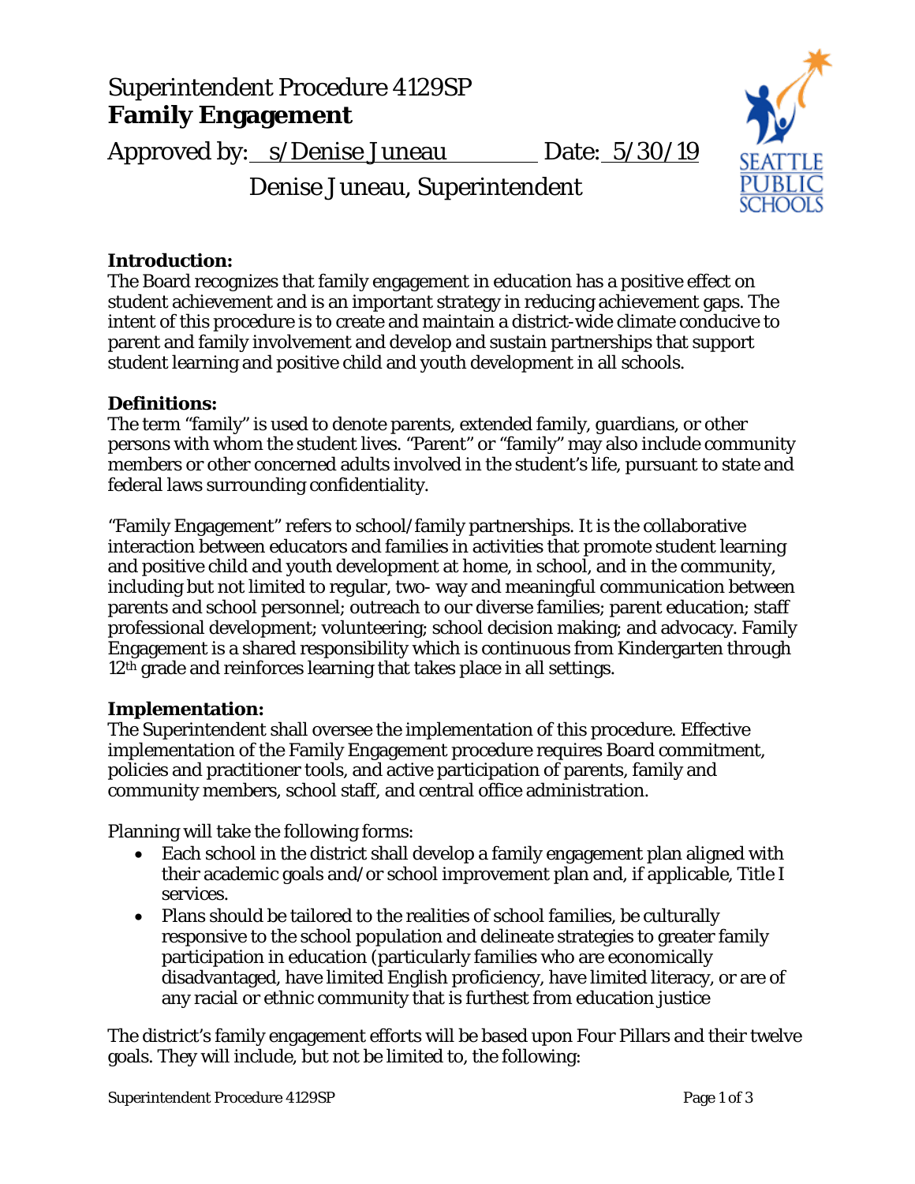# Superintendent Procedure 4129SP
## Family Engagement

Approved by: s/Denise Juneau Date: 5/30/19

Denise Juneau, Superintendent

**Introduction:**

The Board recognizes that family engagement in education has a positive effect on student achievement and is an important strategy in reducing achievement gaps. The intent of this procedure is to create and maintain a district-wide climate conducive to parent and family involvement and develop and sustain partnerships that support student learning and positive child and youth development in all schools.

**Definitions:**

The term "family" is used to denote parents, extended family, guardians, or other persons with whom the student lives. "Parent" or "family" may also include community members or other concerned adults involved in the student's life, pursuant to state and federal laws surrounding confidentiality.

"Family Engagement" refers to school/family partnerships. It is the collaborative interaction between educators and families in activities that promote student learning and positive child and youth development at home, in school, and in the community, including but not limited to regular, two- way and meaningful communication between parents and school personnel; outreach to our diverse families; parent education; staff professional development; volunteering; school decision making; and advocacy. Family Engagement is a shared responsibility which is continuous from Kindergarten through 12th grade and reinforces learning that takes place in all settings.

**Implementation:**

The Superintendent shall oversee the implementation of this procedure. Effective implementation of the Family Engagement procedure requires Board commitment, policies and practitioner tools, and active participation of parents, family and community members, school staff, and central office administration.

Planning will take the following forms:

- Each school in the district shall develop a family engagement plan aligned with their academic goals and/or school improvement plan and, if applicable, Title I services.
- Plans should be tailored to the realities of school families, be culturally responsive to the school population and delineate strategies to greater family participation in education (particularly families who are economically disadvantaged, have limited English proficiency, have limited literacy, or are of any racial or ethnic community that is furthest from education justice

The district's family engagement efforts will be based upon Four Pillars and their twelve goals. They will include, but not be limited to, the following: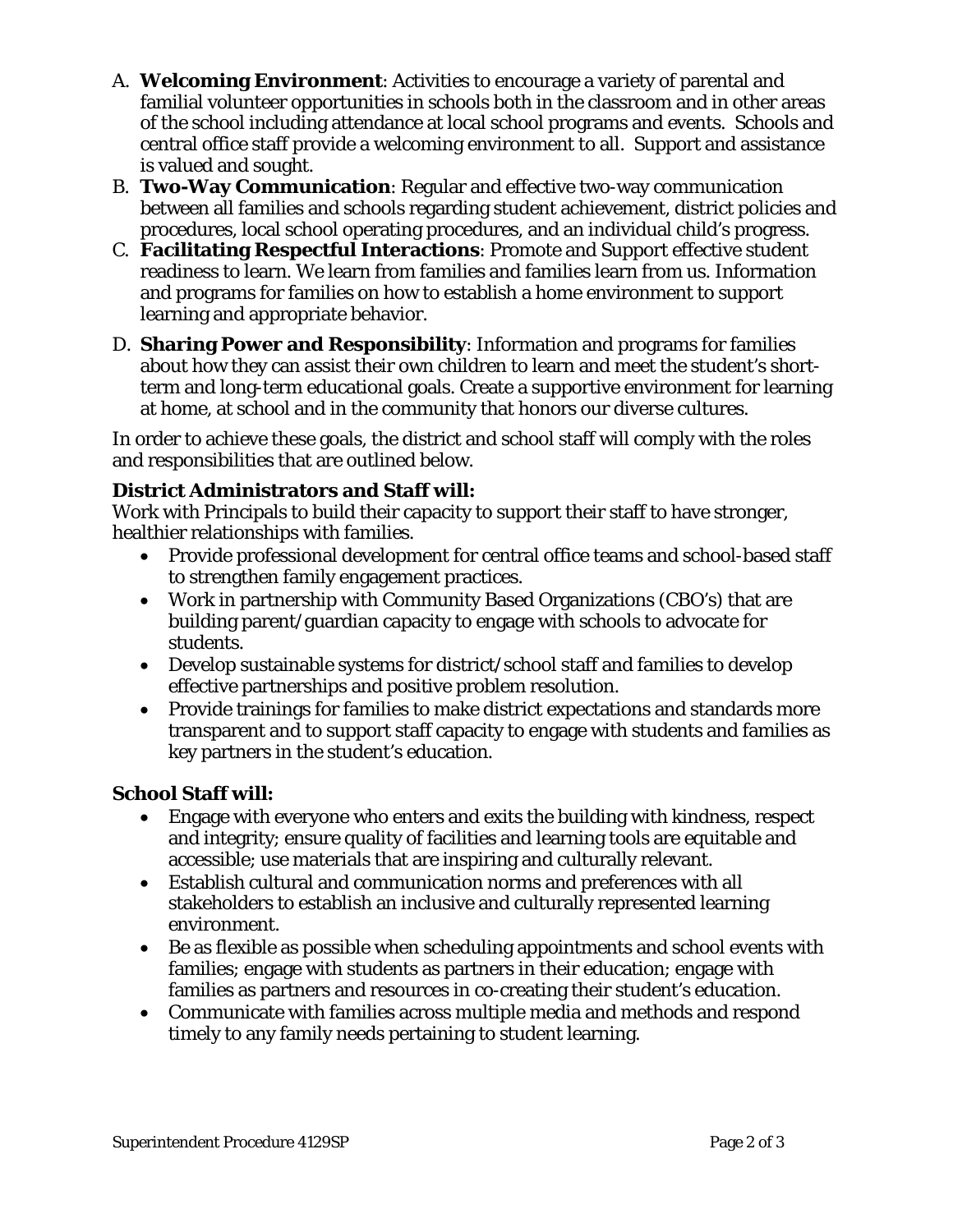A. **Welcoming Environment**: Activities to encourage a variety of parental and familial volunteer opportunities in schools both in the classroom and in other areas of the school including attendance at local school programs and events. Schools and central office staff provide a welcoming environment to all. Support and assistance is valued and sought.

B. **Two-Way Communication**: Regular and effective two-way communication between all families and schools regarding student achievement, district policies and procedures, local school operating procedures, and an individual child's progress.

C. **Facilitating Respectful Interactions**: Promote and Support effective student readiness to learn. We learn from families and families learn from us. Information and programs for families on how to establish a home environment to support learning and appropriate behavior.

D. **Sharing Power and Responsibility**: Information and programs for families about how they can assist their own children to learn and meet the student's short-term and long-term educational goals. Create a supportive environment for learning at home, at school and in the community that honors our diverse cultures.

In order to achieve these goals, the district and school staff will comply with the roles and responsibilities that are outlined below.

**District Administrators and Staff will:**

Work with Principals to build their capacity to support their staff to have stronger, healthier relationships with families.

- Provide professional development for central office teams and school-based staff to strengthen family engagement practices.
- Work in partnership with Community Based Organizations (CBO's) that are building parent/guardian capacity to engage with schools to advocate for students.
- Develop sustainable systems for district/school staff and families to develop effective partnerships and positive problem resolution.
- Provide trainings for families to make district expectations and standards more transparent and to support staff capacity to engage with students and families as key partners in the student's education.

**School Staff will:**

- Engage with everyone who enters and exits the building with kindness, respect and integrity; ensure quality of facilities and learning tools are equitable and accessible; use materials that are inspiring and culturally relevant.
- Establish cultural and communication norms and preferences with all stakeholders to establish an inclusive and culturally represented learning environment.
- Be as flexible as possible when scheduling appointments and school events with families; engage with students as partners in their education; engage with families as partners and resources in co-creating their student's education.
- Communicate with families across multiple media and methods and respond timely to any family needs pertaining to student learning.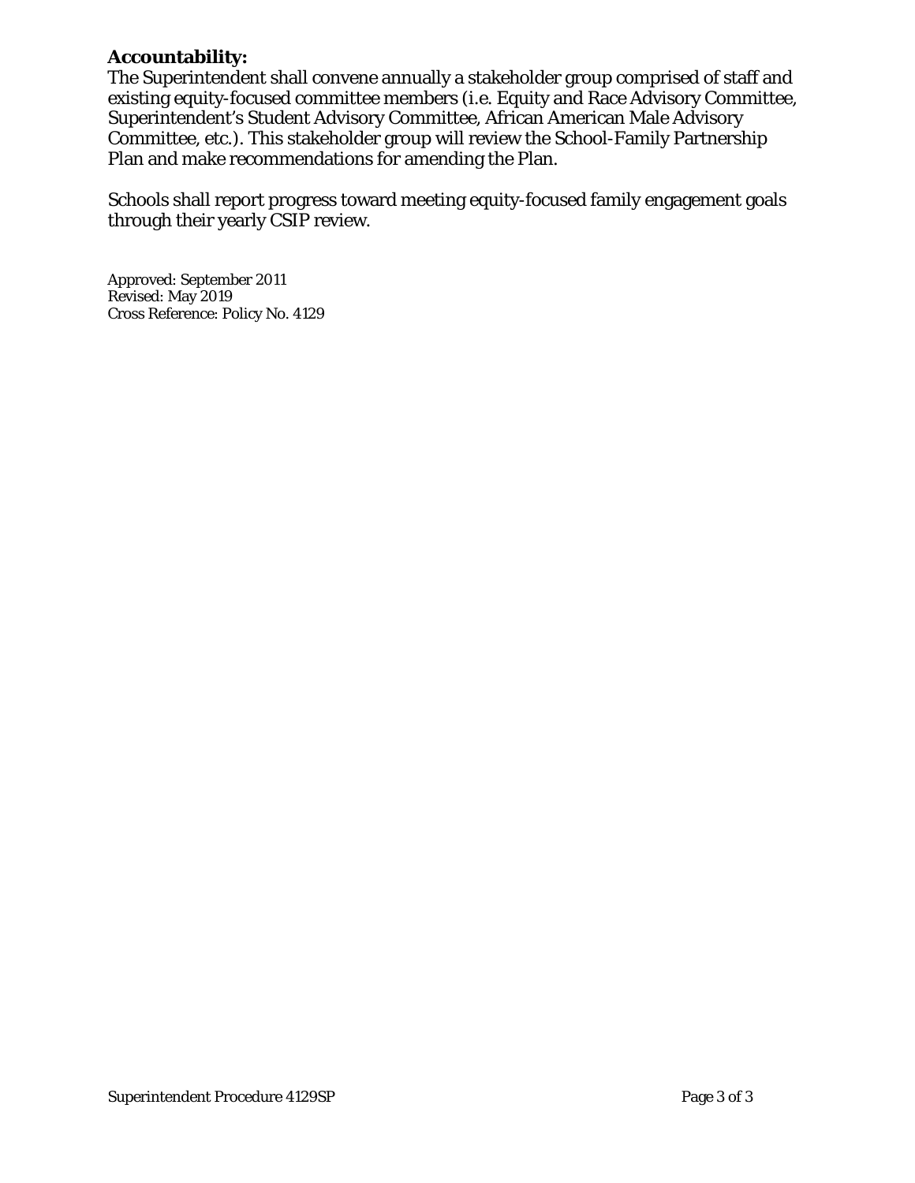**Accountability:**
The Superintendent shall convene annually a stakeholder group comprised of staff and existing equity-focused committee members (i.e. Equity and Race Advisory Committee, Superintendent's Student Advisory Committee, African American Male Advisory Committee, etc.). This stakeholder group will review the School-Family Partnership Plan and make recommendations for amending the Plan.

Schools shall report progress toward meeting equity-focused family engagement goals through their yearly CSIP review.

Approved: September 2011
Revised: May 2019
Cross Reference: Policy No. 4129